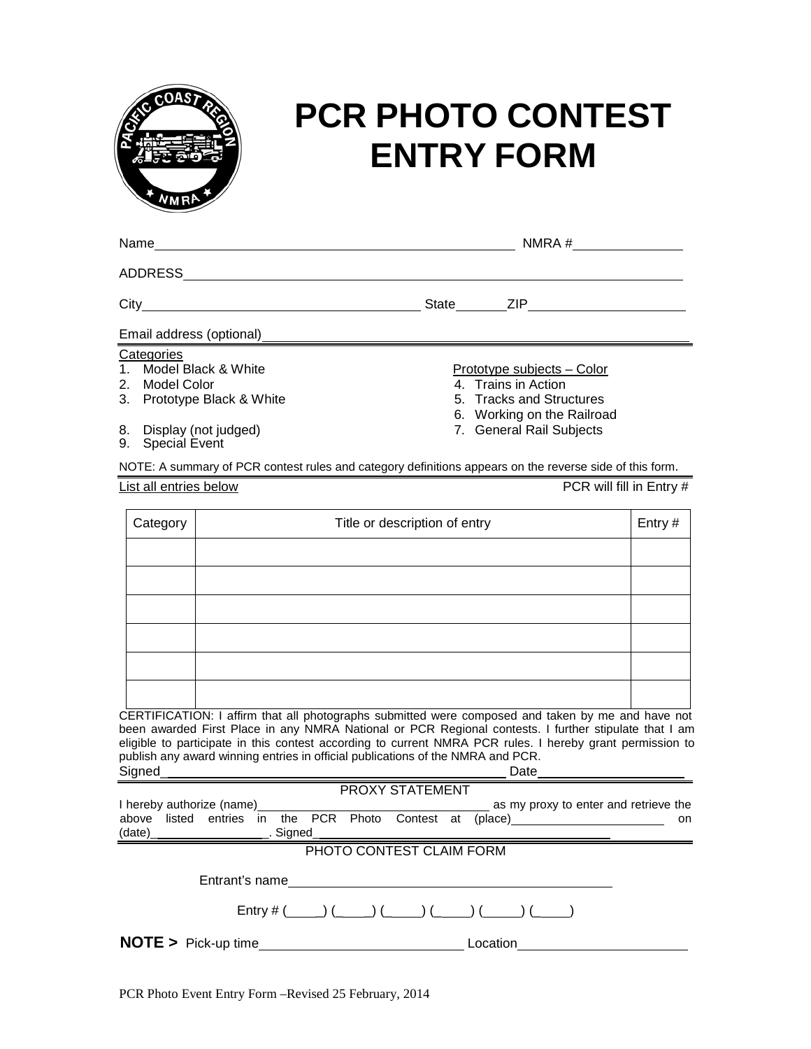# PCR PHOTO CONTEST ENTRY FORM

Name\_\_\_\_\_\_\_\_\_\_\_\_\_\_\_\_\_\_\_\_\_\_\_\_\_\_\_\_\_\_\_\_\_\_\_\_\_\_\_\_\_\_\_\_ NMRA #\_\_\_\_\_\_\_\_\_\_\_\_\_\_

ADDRESS\_\_\_\_\_\_\_\_\_\_\_\_\_\_\_\_\_\_\_\_\_\_\_\_\_\_\_\_\_\_\_\_\_\_\_\_\_\_\_\_\_\_\_\_\_\_\_\_\_\_\_\_\_\_\_\_\_\_

City\_\_\_\_\_\_\_\_\_\_\_\_\_\_\_\_\_\_\_\_\_\_\_\_\_\_\_\_\_\_\_\_\_\_\_ State\_\_\_\_\_\_ZIP\_\_\_\_\_\_\_\_\_\_\_\_\_\_\_\_\_\_\_

Email address (optional)\_\_\_\_\_\_\_\_\_\_\_\_\_\_\_\_\_\_\_\_\_\_\_\_\_\_\_\_\_\_\_\_\_\_\_\_\_\_\_\_\_\_\_\_\_\_\_\_

Categories

1. Model Black & White
2. Model Color
3. Prototype Black & White

Prototype subjects – Color

4. Trains in Action
5. Tracks and Structures
6. Working on the Railroad
7. General Rail Subjects

8. Display (not judged)
9. Special Event

NOTE: A summary of PCR contest rules and category definitions appears on the reverse side of this form.

List all entries below — PCR will fill in Entry #

| Category | Title or description of entry | Entry # |
|---|---|---|
| | | |
| | | |
| | | |
| | | |
| | | |
| | | |

CERTIFICATION: I affirm that all photographs submitted were composed and taken by me and have not been awarded First Place in any NMRA National or PCR Regional contests. I further stipulate that I am eligible to participate in this contest according to current NMRA PCR rules. I hereby grant permission to publish any award winning entries in official publications of the NMRA and PCR.

Signed\_\_\_\_\_\_\_\_\_\_\_\_\_\_\_\_\_\_\_\_\_\_\_\_\_\_\_\_\_\_\_\_\_\_\_\_\_\_\_\_\_\_\_\_ Date\_\_\_\_\_\_\_\_\_\_\_\_\_\_\_\_\_\_\_

PROXY STATEMENT

I hereby authorize (name)\_\_\_\_\_\_\_\_\_\_\_\_\_\_\_\_\_\_\_\_\_\_\_\_\_\_\_\_\_ as my proxy to enter and retrieve the above listed entries in the PCR Photo Contest at (place)\_\_\_\_\_\_\_\_\_\_\_\_\_\_\_\_\_\_\_\_\_ on (date)\_\_\_\_\_\_\_\_\_\_\_\_\_\_\_\_. Signed\_\_\_\_\_\_\_\_\_\_\_\_\_\_\_\_\_\_\_\_\_\_\_\_\_\_\_\_\_\_\_\_\_\_\_\_\_\_\_\_

PHOTO CONTEST CLAIM FORM

Entrant's name\_\_\_\_\_\_\_\_\_\_\_\_\_\_\_\_\_\_\_\_\_\_\_\_\_\_\_\_\_\_\_\_\_\_\_\_\_\_\_\_\_\_\_\_

Entry # (\_\_\_\_) (\_\_\_\_) (\_\_\_\_) (\_\_\_\_) (\_\_\_\_) (\_\_\_\_)

**NOTE >** Pick-up time\_\_\_\_\_\_\_\_\_\_\_\_\_\_\_\_\_\_\_\_\_\_\_\_\_\_\_ Location\_\_\_\_\_\_\_\_\_\_\_\_\_\_\_\_\_\_\_\_\_\_

PCR Photo Event Entry Form –Revised 25 February, 2014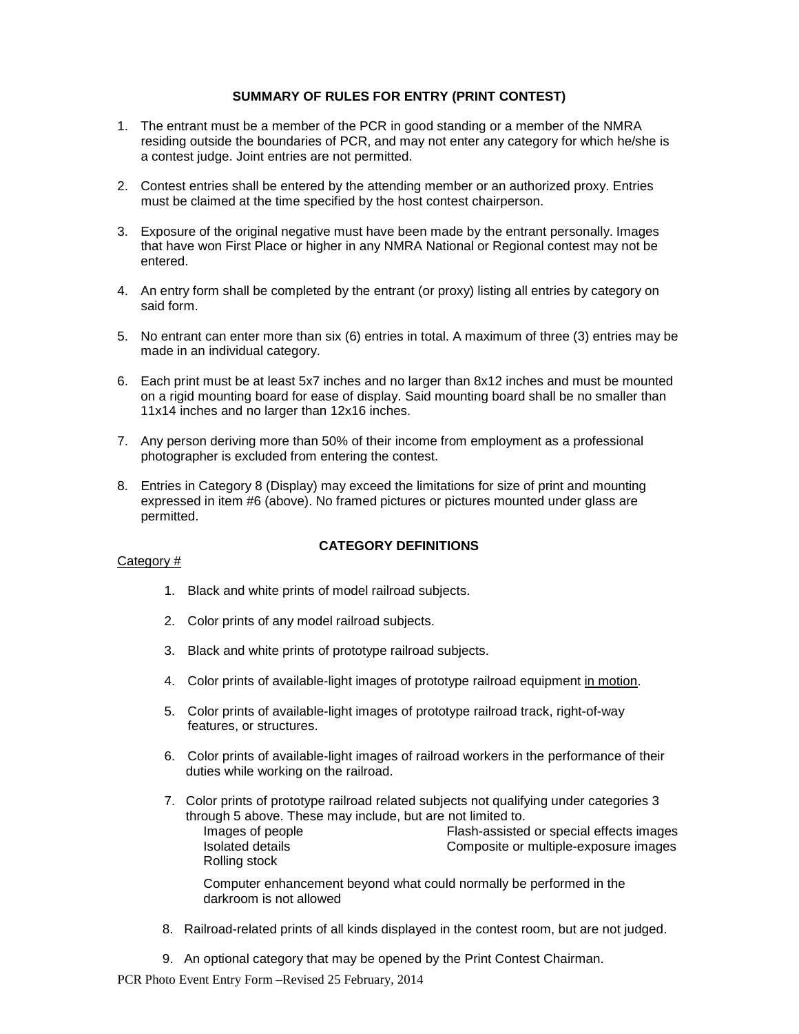## SUMMARY OF RULES FOR ENTRY (PRINT CONTEST)

1. The entrant must be a member of the PCR in good standing or a member of the NMRA residing outside the boundaries of PCR, and may not enter any category for which he/she is a contest judge. Joint entries are not permitted.

2. Contest entries shall be entered by the attending member or an authorized proxy. Entries must be claimed at the time specified by the host contest chairperson.

3. Exposure of the original negative must have been made by the entrant personally. Images that have won First Place or higher in any NMRA National or Regional contest may not be entered.

4. An entry form shall be completed by the entrant (or proxy) listing all entries by category on said form.

5. No entrant can enter more than six (6) entries in total. A maximum of three (3) entries may be made in an individual category.

6. Each print must be at least 5x7 inches and no larger than 8x12 inches and must be mounted on a rigid mounting board for ease of display. Said mounting board shall be no smaller than 11x14 inches and no larger than 12x16 inches.

7. Any person deriving more than 50% of their income from employment as a professional photographer is excluded from entering the contest.

8. Entries in Category 8 (Display) may exceed the limitations for size of print and mounting expressed in item #6 (above). No framed pictures or pictures mounted under glass are permitted.

## CATEGORY DEFINITIONS

Category #

1. Black and white prints of model railroad subjects.

2. Color prints of any model railroad subjects.

3. Black and white prints of prototype railroad subjects.

4. Color prints of available-light images of prototype railroad equipment in motion.

5. Color prints of available-light images of prototype railroad track, right-of-way features, or structures.

6. Color prints of available-light images of railroad workers in the performance of their duties while working on the railroad.

7. Color prints of prototype railroad related subjects not qualifying under categories 3 through 5 above. These may include, but are not limited to.
   - Images of people
   - Isolated details
   - Rolling stock
   - Flash-assisted or special effects images
   - Composite or multiple-exposure images

   Computer enhancement beyond what could normally be performed in the darkroom is not allowed

8. Railroad-related prints of all kinds displayed in the contest room, but are not judged.

9. An optional category that may be opened by the Print Contest Chairman.

PCR Photo Event Entry Form –Revised 25 February, 2014